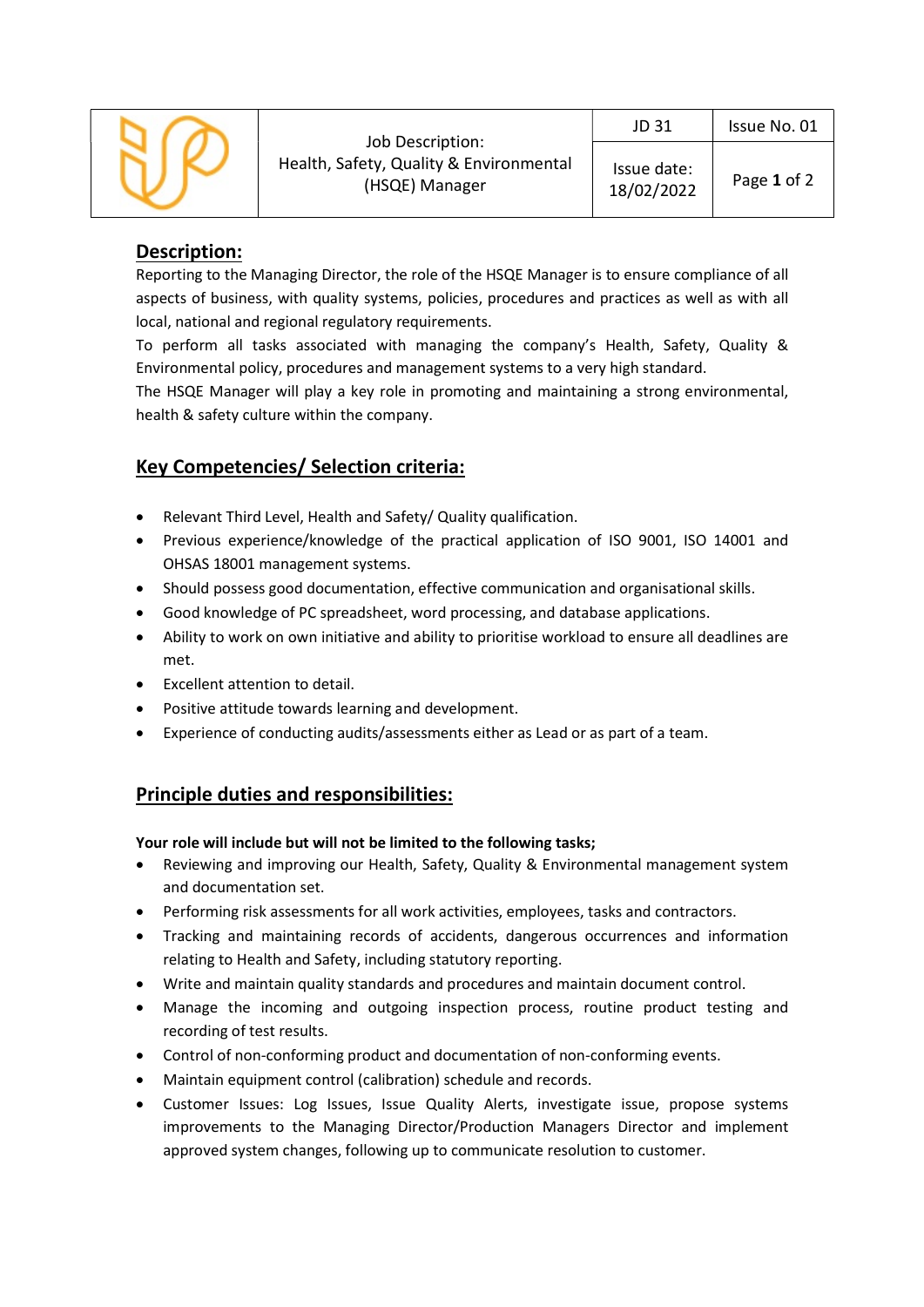| | Job Description: Health, Safety, Quality & Environmental (HSQE) Manager | JD 31 | Issue No. 01 |
|---|---|---|---|
| | | Issue date: 18/02/2022 | |

## Description:

Reporting to the Managing Director, the role of the HSQE Manager is to ensure compliance of all aspects of business, with quality systems, policies, procedures and practices as well as with all local, national and regional regulatory requirements.

To perform all tasks associated with managing the company's Health, Safety, Quality & Environmental policy, procedures and management systems to a very high standard.

The HSQE Manager will play a key role in promoting and maintaining a strong environmental, health & safety culture within the company.

## Key Competencies/ Selection criteria:

- Relevant Third Level, Health and Safety/ Quality qualification.
- Previous experience/knowledge of the practical application of ISO 9001, ISO 14001 and OHSAS 18001 management systems.
- Should possess good documentation, effective communication and organisational skills.
- Good knowledge of PC spreadsheet, word processing, and database applications.
- Ability to work on own initiative and ability to prioritise workload to ensure all deadlines are met.
- Excellent attention to detail.
- Positive attitude towards learning and development.
- Experience of conducting audits/assessments either as Lead or as part of a team.

## Principle duties and responsibilities:

**Your role will include but will not be limited to the following tasks;**

- Reviewing and improving our Health, Safety, Quality & Environmental management system and documentation set.
- Performing risk assessments for all work activities, employees, tasks and contractors.
- Tracking and maintaining records of accidents, dangerous occurrences and information relating to Health and Safety, including statutory reporting.
- Write and maintain quality standards and procedures and maintain document control.
- Manage the incoming and outgoing inspection process, routine product testing and recording of test results.
- Control of non-conforming product and documentation of non-conforming events.
- Maintain equipment control (calibration) schedule and records.
- Customer Issues: Log Issues, Issue Quality Alerts, investigate issue, propose systems improvements to the Managing Director/Production Managers Director and implement approved system changes, following up to communicate resolution to customer.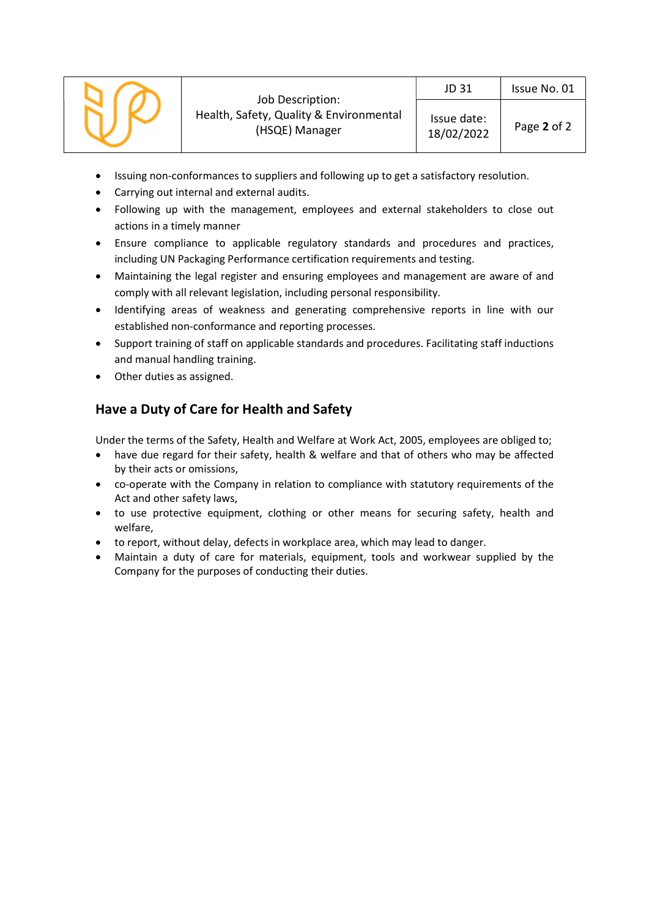- Issuing non-conformances to suppliers and following up to get a satisfactory resolution.
- Carrying out internal and external audits.
- Following up with the management, employees and external stakeholders to close out actions in a timely manner
- Ensure compliance to applicable regulatory standards and procedures and practices, including UN Packaging Performance certification requirements and testing.
- Maintaining the legal register and ensuring employees and management are aware of and comply with all relevant legislation, including personal responsibility.
- Identifying areas of weakness and generating comprehensive reports in line with our established non-conformance and reporting processes.
- Support training of staff on applicable standards and procedures. Facilitating staff inductions and manual handling training.
- Other duties as assigned.

## Have a Duty of Care for Health and Safety

Under the terms of the Safety, Health and Welfare at Work Act, 2005, employees are obliged to;

- have due regard for their safety, health & welfare and that of others who may be affected by their acts or omissions,
- co-operate with the Company in relation to compliance with statutory requirements of the Act and other safety laws,
- to use protective equipment, clothing or other means for securing safety, health and welfare,
- to report, without delay, defects in workplace area, which may lead to danger.
- Maintain a duty of care for materials, equipment, tools and workwear supplied by the Company for the purposes of conducting their duties.